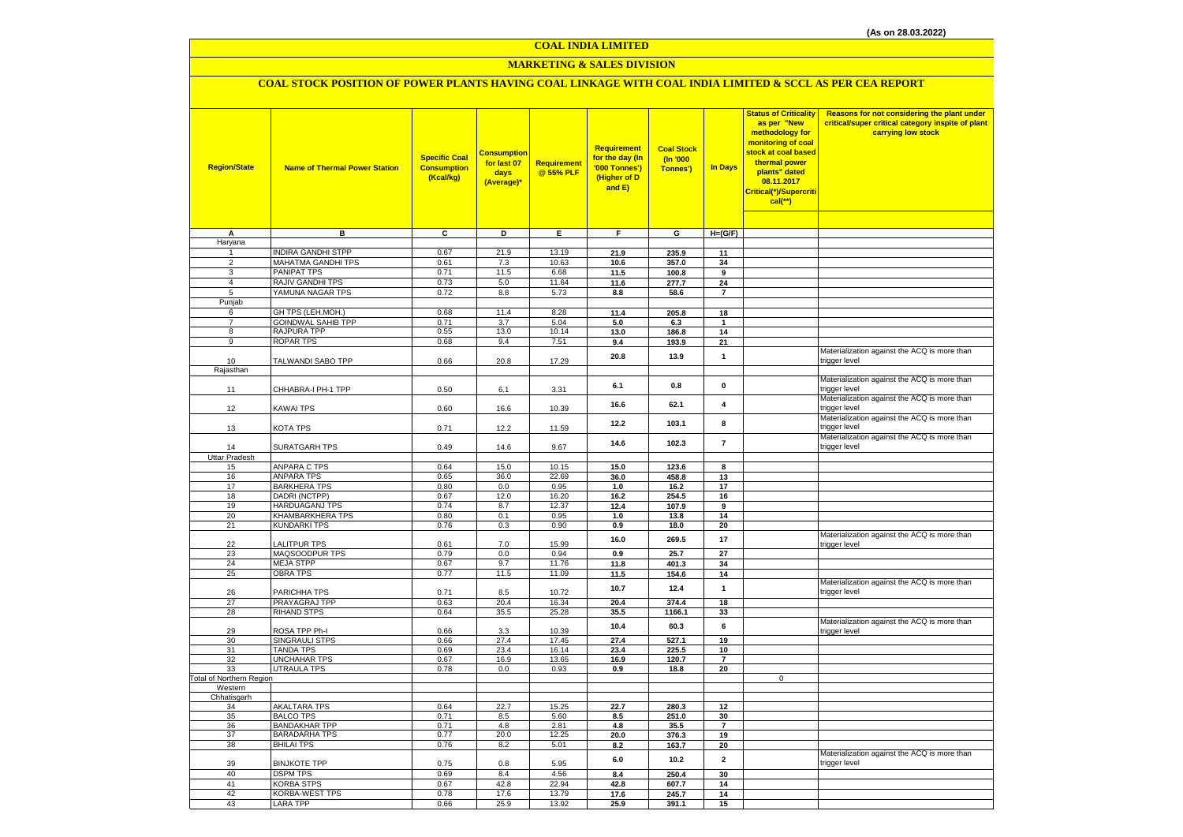(As on 28.03.2022)

# COAL INDIA LIMITED

## MARKETING & SALES DIVISION

### COAL STOCK POSITION OF POWER PLANTS HAVING COAL LINKAGE WITH COAL INDIA LIMITED & SCCL AS PER CEA REPORT

| Region/State | Name of Thermal Power Station | Specific Coal Consumption (Kcal/kg) | Consumption for last 07 days (Average)* | Requirement @ 55% PLF | Requirement for the day (In '000 Tonnes') (Higher of D and E) | Coal Stock (In '000 Tonnes') | In Days | Status of Criticality as per "New methodology for monitoring of coal stock at coal based thermal power plants" dated 08.11.2017 Critical(*)/Supercritical(**) | Reasons for not considering the plant under critical/super critical category inspite of plant carrying low stock |
|---|---|---|---|---|---|---|---|---|---|
| A | B | C | D | E | F | G | H=(G/F) | | |
| Haryana | | | | | | | | | |
| 1 | INDIRA GANDHI STPP | 0.67 | 21.9 | 13.19 | 21.9 | 235.9 | 11 | | |
| 2 | MAHATMA GANDHI TPS | 0.61 | 7.3 | 10.63 | 10.6 | 357.0 | 34 | | |
| 3 | PANIPAT TPS | 0.71 | 11.5 | 6.68 | 11.5 | 100.8 | 9 | | |
| 4 | RAJIV GANDHI TPS | 0.73 | 5.0 | 11.64 | 11.6 | 277.7 | 24 | | |
| 5 | YAMUNA NAGAR TPS | 0.72 | 8.8 | 5.73 | 8.8 | 58.6 | 7 | | |
| Punjab | | | | | | | | | |
| 6 | GH TPS (LEH.MOH.) | 0.68 | 11.4 | 8.28 | 11.4 | 205.8 | 18 | | |
| 7 | GOINDWAL SAHIB TPP | 0.71 | 3.7 | 5.04 | 5.0 | 6.3 | 1 | | |
| 8 | RAJPURA TPP | 0.55 | 13.0 | 10.14 | 13.0 | 186.8 | 14 | | |
| 9 | ROPAR TPS | 0.68 | 9.4 | 7.51 | 9.4 | 193.9 | 21 | | |
| 10 | TALWANDI SABO TPP | 0.66 | 20.8 | 17.29 | 20.8 | 13.9 | 1 | | Materialization against the ACQ is more than trigger level |
| Rajasthan | | | | | | | | | |
| 11 | CHHABRA-I PH-1 TPP | 0.50 | 6.1 | 3.31 | 6.1 | 0.8 | 0 | | Materialization against the ACQ is more than trigger level |
| 12 | KAWAI TPS | 0.60 | 16.6 | 10.39 | 16.6 | 62.1 | 4 | | Materialization against the ACQ is more than trigger level |
| 13 | KOTA TPS | 0.71 | 12.2 | 11.59 | 12.2 | 103.1 | 8 | | Materialization against the ACQ is more than trigger level |
| 14 | SURATGARH TPS | 0.49 | 14.6 | 9.67 | 14.6 | 102.3 | 7 | | Materialization against the ACQ is more than trigger level |
| Uttar Pradesh | | | | | | | | | |
| 15 | ANPARA C TPS | 0.64 | 15.0 | 10.15 | 15.0 | 123.6 | 8 | | |
| 16 | ANPARA TPS | 0.65 | 36.0 | 22.69 | 36.0 | 458.8 | 13 | | |
| 17 | BARKHERA TPS | 0.80 | 0.0 | 0.95 | 1.0 | 16.2 | 17 | | |
| 18 | DADRI (NCTPP) | 0.67 | 12.0 | 16.20 | 16.2 | 254.5 | 16 | | |
| 19 | HARDUAGANJ TPS | 0.74 | 8.7 | 12.37 | 12.4 | 107.9 | 9 | | |
| 20 | KHAMBARKHERA TPS | 0.80 | 0.1 | 0.95 | 1.0 | 13.8 | 14 | | |
| 21 | KUNDARKI TPS | 0.76 | 0.3 | 0.90 | 0.9 | 18.0 | 20 | | |
| 22 | LALITPUR TPS | 0.61 | 7.0 | 15.99 | 16.0 | 269.5 | 17 | | Materialization against the ACQ is more than trigger level |
| 23 | MAQSOODPUR TPS | 0.79 | 0.0 | 0.94 | 0.9 | 25.7 | 27 | | |
| 24 | MEJA STPP | 0.67 | 9.7 | 11.76 | 11.8 | 401.3 | 34 | | |
| 25 | OBRA TPS | 0.77 | 11.5 | 11.09 | 11.5 | 154.6 | 14 | | |
| 26 | PARICHHA TPS | 0.71 | 8.5 | 10.72 | 10.7 | 12.4 | 1 | | Materialization against the ACQ is more than trigger level |
| 27 | PRAYAGRAJ TPP | 0.63 | 20.4 | 16.34 | 20.4 | 374.4 | 18 | | |
| 28 | RIHAND STPS | 0.64 | 35.5 | 25.28 | 35.5 | 1166.1 | 33 | | |
| 29 | ROSA TPP Ph-I | 0.66 | 3.3 | 10.39 | 10.4 | 60.3 | 6 | | Materialization against the ACQ is more than trigger level |
| 30 | SINGRAULI STPS | 0.66 | 27.4 | 17.45 | 27.4 | 527.1 | 19 | | |
| 31 | TANDA TPS | 0.69 | 23.4 | 16.14 | 23.4 | 225.5 | 10 | | |
| 32 | UNCHAHAR TPS | 0.67 | 16.9 | 13.65 | 16.9 | 120.7 | 7 | | |
| 33 | UTRAULA TPS | 0.78 | 0.0 | 0.93 | 0.9 | 18.8 | 20 | | |
| Total of Northern Region | | | | | | | | 0 | |
| Western | | | | | | | | | |
| Chhatisgarh | | | | | | | | | |
| 34 | AKALTARA TPS | 0.64 | 22.7 | 15.25 | 22.7 | 280.3 | 12 | | |
| 35 | BALCO TPS | 0.71 | 8.5 | 5.60 | 8.5 | 251.0 | 30 | | |
| 36 | BANDAKHAR TPP | 0.71 | 4.8 | 2.81 | 4.8 | 35.5 | 7 | | |
| 37 | BARADARHA TPS | 0.77 | 20.0 | 12.25 | 20.0 | 376.3 | 19 | | |
| 38 | BHILAI TPS | 0.76 | 8.2 | 5.01 | 8.2 | 163.7 | 20 | | |
| 39 | BINJKOTE TPP | 0.75 | 0.8 | 5.95 | 6.0 | 10.2 | 2 | | Materialization against the ACQ is more than trigger level |
| 40 | DSPM TPS | 0.69 | 8.4 | 4.56 | 8.4 | 250.4 | 30 | | |
| 41 | KORBA STPS | 0.67 | 42.8 | 22.94 | 42.8 | 607.7 | 14 | | |
| 42 | KORBA-WEST TPS | 0.78 | 17.6 | 13.79 | 17.6 | 245.7 | 14 | | |
| 43 | LARA TPP | 0.66 | 25.9 | 13.92 | 25.9 | 391.1 | 15 | | |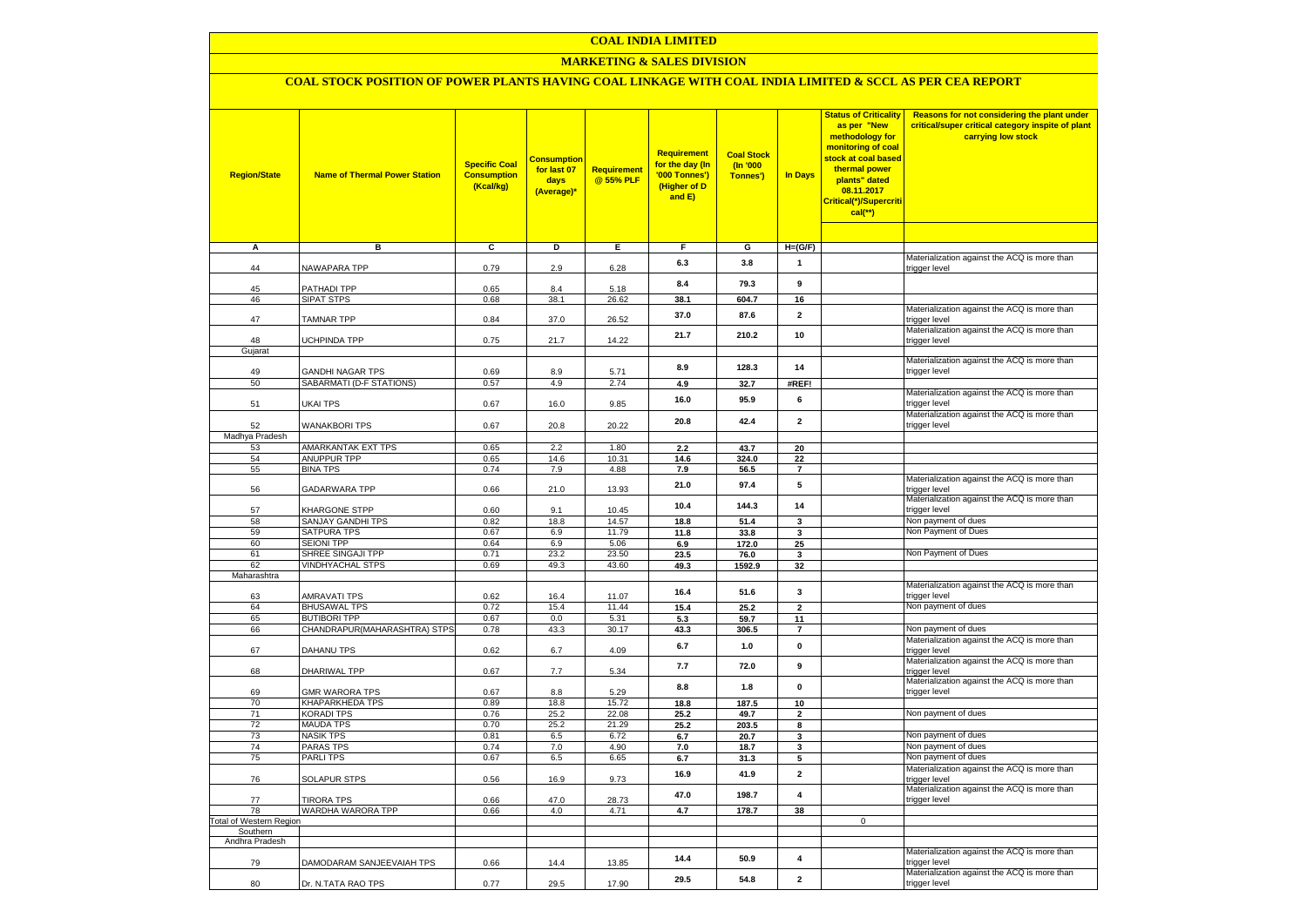# COAL INDIA LIMITED

## MARKETING & SALES DIVISION

### COAL STOCK POSITION OF POWER PLANTS HAVING COAL LINKAGE WITH COAL INDIA LIMITED & SCCL AS PER CEA REPORT

| Region/State | Name of Thermal Power Station | Specific Coal Consumption (Kcal/kg) | Consumption for last 07 days (Average)* | Requirement @ 55% PLF | Requirement for the day (In '000 Tonnes') (Higher of D and E) | Coal Stock (In '000 Tonnes') | In Days | Status of Criticality as per "New methodology for monitoring of coal stock at coal based thermal power plants" dated 08.11.2017 Critical(*)/Supercritical(**) | Reasons for not considering the plant under critical/super critical category inspite of plant carrying low stock |
|---|---|---|---|---|---|---|---|---|---|
| A | B | C | D | E | F | G | H=(G/F) | | |
| 44 | NAWAPARA TPP | 0.79 | 2.9 | 6.28 | 6.3 | 3.8 | 1 | | Materialization against the ACQ is more than trigger level |
| 45 | PATHADI TPP | 0.65 | 8.4 | 5.18 | 8.4 | 79.3 | 9 | | |
| 46 | SIPAT STPS | 0.68 | 38.1 | 26.62 | 38.1 | 604.7 | 16 | | |
| 47 | TAMNAR TPP | 0.84 | 37.0 | 26.52 | 37.0 | 87.6 | 2 | | Materialization against the ACQ is more than trigger level |
| 48 | UCHPINDA TPP | 0.75 | 21.7 | 14.22 | 21.7 | 210.2 | 10 | | Materialization against the ACQ is more than trigger level |
| Gujarat | | | | | | | | | |
| 49 | GANDHI NAGAR TPS | 0.69 | 8.9 | 5.71 | 8.9 | 128.3 | 14 | | Materialization against the ACQ is more than trigger level |
| 50 | SABARMATI (D-F STATIONS) | 0.57 | 4.9 | 2.74 | 4.9 | 32.7 | #REF! | | |
| 51 | UKAI TPS | 0.67 | 16.0 | 9.85 | 16.0 | 95.9 | 6 | | Materialization against the ACQ is more than trigger level |
| 52 | WANAKBORI TPS | 0.67 | 20.8 | 20.22 | 20.8 | 42.4 | 2 | | Materialization against the ACQ is more than trigger level |
| Madhya Pradesh | | | | | | | | | |
| 53 | AMARKANTAK EXT TPS | 0.65 | 2.2 | 1.80 | 2.2 | 43.7 | 20 | | |
| 54 | ANUPPUR TPP | 0.65 | 14.6 | 10.31 | 14.6 | 324.0 | 22 | | |
| 55 | BINA TPS | 0.74 | 7.9 | 4.88 | 7.9 | 56.5 | 7 | | |
| 56 | GADARWARA TPP | 0.66 | 21.0 | 13.93 | 21.0 | 97.4 | 5 | | Materialization against the ACQ is more than trigger level |
| 57 | KHARGONE STPP | 0.60 | 9.1 | 10.45 | 10.4 | 144.3 | 14 | | Materialization against the ACQ is more than trigger level |
| 58 | SANJAY GANDHI TPS | 0.82 | 18.8 | 14.57 | 18.8 | 51.4 | 3 | | Non payment of dues |
| 59 | SATPURA TPS | 0.67 | 6.9 | 11.79 | 11.8 | 33.8 | 3 | | Non Payment of Dues |
| 60 | SEIONI TPP | 0.64 | 6.9 | 5.06 | 6.9 | 172.0 | 25 | | |
| 61 | SHREE SINGAJI TPP | 0.71 | 23.2 | 23.50 | 23.5 | 76.0 | 3 | | Non Payment of Dues |
| 62 | VINDHYACHAL STPS | 0.69 | 49.3 | 43.60 | 49.3 | 1592.9 | 32 | | |
| Maharashtra | | | | | | | | | |
| 63 | AMRAVATI TPS | 0.62 | 16.4 | 11.07 | 16.4 | 51.6 | 3 | | Materialization against the ACQ is more than trigger level |
| 64 | BHUSAWAL TPS | 0.72 | 15.4 | 11.44 | 15.4 | 25.2 | 2 | | Non payment of dues |
| 65 | BUTIBORI TPP | 0.67 | 0.0 | 5.31 | 5.3 | 59.7 | 11 | | |
| 66 | CHANDRAPUR(MAHARASHTRA) STPS | 0.78 | 43.3 | 30.17 | 43.3 | 306.5 | 7 | | Non payment of dues |
| 67 | DAHANU TPS | 0.62 | 6.7 | 4.09 | 6.7 | 1.0 | 0 | | Materialization against the ACQ is more than trigger level |
| 68 | DHARIWAL TPP | 0.67 | 7.7 | 5.34 | 7.7 | 72.0 | 9 | | Materialization against the ACQ is more than trigger level |
| 69 | GMR WARORA TPS | 0.67 | 8.8 | 5.29 | 8.8 | 1.8 | 0 | | Materialization against the ACQ is more than trigger level |
| 70 | KHAPARKHEDA TPS | 0.89 | 18.8 | 15.72 | 18.8 | 187.5 | 10 | | |
| 71 | KORADI TPS | 0.76 | 25.2 | 22.08 | 25.2 | 49.7 | 2 | | Non payment of dues |
| 72 | MAUDA TPS | 0.70 | 25.2 | 21.29 | 25.2 | 203.5 | 8 | | |
| 73 | NASIK TPS | 0.81 | 6.5 | 6.72 | 6.7 | 20.7 | 3 | | Non payment of dues |
| 74 | PARAS TPS | 0.74 | 7.0 | 4.90 | 7.0 | 18.7 | 3 | | Non payment of dues |
| 75 | PARLI TPS | 0.67 | 6.5 | 6.65 | 6.7 | 31.3 | 5 | | Non payment of dues |
| 76 | SOLAPUR STPS | 0.56 | 16.9 | 9.73 | 16.9 | 41.9 | 2 | | Materialization against the ACQ is more than trigger level |
| 77 | TIRORA TPS | 0.66 | 47.0 | 28.73 | 47.0 | 198.7 | 4 | | Materialization against the ACQ is more than trigger level |
| 78 | WARDHA WARORA TPP | 0.66 | 4.0 | 4.71 | 4.7 | 178.7 | 38 | | |
| Total of Western Region | | | | | | | | 0 | |
| Southern | | | | | | | | | |
| Andhra Pradesh | | | | | | | | | |
| 79 | DAMODARAM SANJEEVAIAH TPS | 0.66 | 14.4 | 13.85 | 14.4 | 50.9 | 4 | | Materialization against the ACQ is more than trigger level |
| 80 | Dr. N.TATA RAO TPS | 0.77 | 29.5 | 17.90 | 29.5 | 54.8 | 2 | | Materialization against the ACQ is more than trigger level |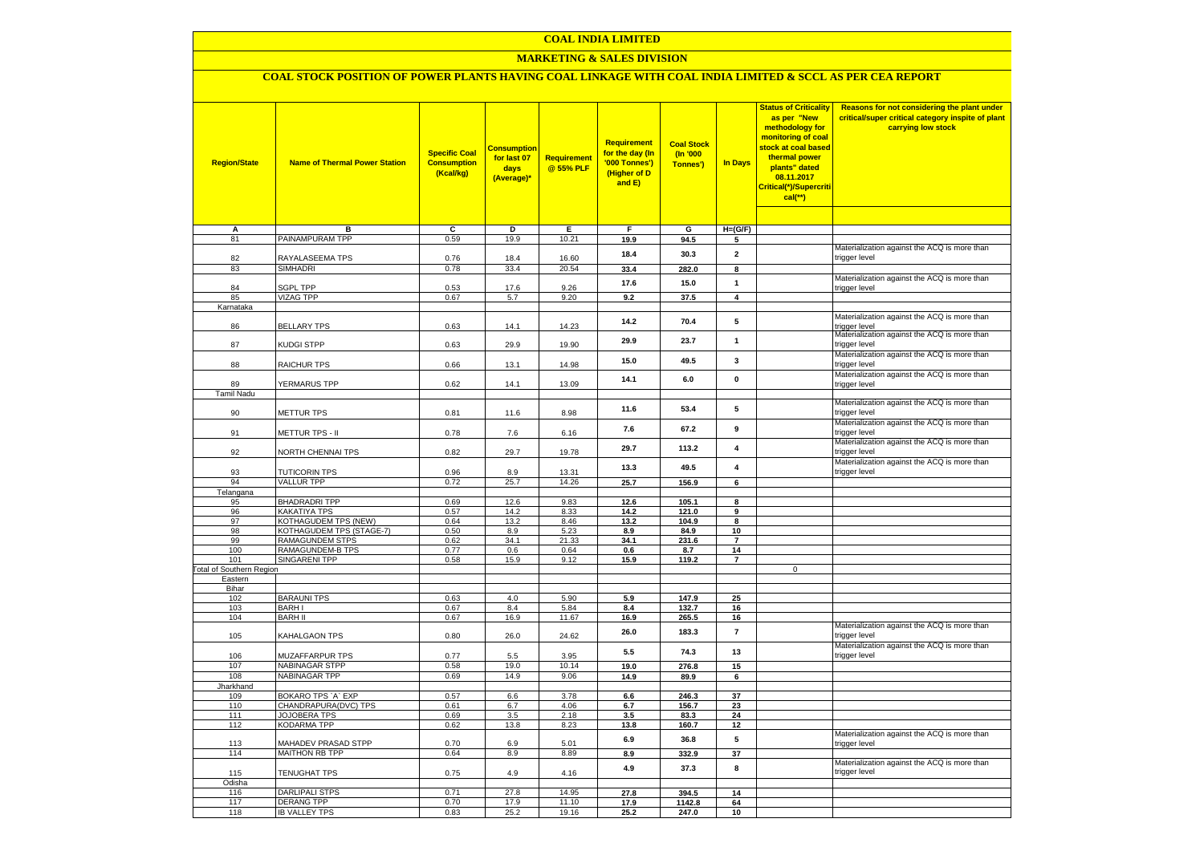# COAL INDIA LIMITED

## MARKETING & SALES DIVISION

### COAL STOCK POSITION OF POWER PLANTS HAVING COAL LINKAGE WITH COAL INDIA LIMITED & SCCL AS PER CEA REPORT

| Region/State | Name of Thermal Power Station | Specific Coal Consumption (Kcal/kg) | Consumption for last 07 days (Average)* | Requirement @ 55% PLF | Requirement for the day (In '000 Tonnes') (Higher of D and E) | Coal Stock (In '000 Tonnes') | In Days | Status of Criticality as per "New methodology for monitoring of coal stock at coal based thermal power plants" dated 08.11.2017 Critical(*)/Supercritical(**) | Reasons for not considering the plant under critical/super critical category inspite of plant carrying low stock |
|---|---|---|---|---|---|---|---|---|---|
| A | B | C | D | E | F | G | H=(G/F) | | |
| 81 | PAINAMPURAM TPP | 0.59 | 19.9 | 10.21 | 19.9 | 94.5 | 5 | | |
| 82 | RAYALASEEMA TPS | 0.76 | 18.4 | 16.60 | 18.4 | 30.3 | 2 | | Materialization against the ACQ is more than trigger level |
| 83 | SIMHADRI | 0.78 | 33.4 | 20.54 | 33.4 | 282.0 | 8 | | |
| 84 | SGPL TPP | 0.53 | 17.6 | 9.26 | 17.6 | 15.0 | 1 | | Materialization against the ACQ is more than trigger level |
| 85 | VIZAG TPP | 0.67 | 5.7 | 9.20 | 9.2 | 37.5 | 4 | | |
| Karnataka | | | | | | | | | |
| 86 | BELLARY TPS | 0.63 | 14.1 | 14.23 | 14.2 | 70.4 | 5 | | Materialization against the ACQ is more than trigger level |
| 87 | KUDGI STPP | 0.63 | 29.9 | 19.90 | 29.9 | 23.7 | 1 | | Materialization against the ACQ is more than trigger level |
| 88 | RAICHUR TPS | 0.66 | 13.1 | 14.98 | 15.0 | 49.5 | 3 | | Materialization against the ACQ is more than trigger level |
| 89 | YERMARUS TPP | 0.62 | 14.1 | 13.09 | 14.1 | 6.0 | 0 | | Materialization against the ACQ is more than trigger level |
| Tamil Nadu | | | | | | | | | |
| 90 | METTUR TPS | 0.81 | 11.6 | 8.98 | 11.6 | 53.4 | 5 | | Materialization against the ACQ is more than trigger level |
| 91 | METTUR TPS - II | 0.78 | 7.6 | 6.16 | 7.6 | 67.2 | 9 | | Materialization against the ACQ is more than trigger level |
| 92 | NORTH CHENNAI TPS | 0.82 | 29.7 | 19.78 | 29.7 | 113.2 | 4 | | Materialization against the ACQ is more than trigger level |
| 93 | TUTICORIN TPS | 0.96 | 8.9 | 13.31 | 13.3 | 49.5 | 4 | | Materialization against the ACQ is more than trigger level |
| 94 | VALLUR TPP | 0.72 | 25.7 | 14.26 | 25.7 | 156.9 | 6 | | |
| Telangana | | | | | | | | | |
| 95 | BHADRADRI TPP | 0.69 | 12.6 | 9.83 | 12.6 | 105.1 | 8 | | |
| 96 | KAKATIYA TPS | 0.57 | 14.2 | 8.33 | 14.2 | 121.0 | 9 | | |
| 97 | KOTHAGUDEM TPS (NEW) | 0.64 | 13.2 | 8.46 | 13.2 | 104.9 | 8 | | |
| 98 | KOTHAGUDEM TPS (STAGE-7) | 0.50 | 8.9 | 5.23 | 8.9 | 84.9 | 10 | | |
| 99 | RAMAGUNDEM STPS | 0.62 | 34.1 | 21.33 | 34.1 | 231.6 | 7 | | |
| 100 | RAMAGUNDEM-B TPS | 0.77 | 0.6 | 0.64 | 0.6 | 8.7 | 14 | | |
| 101 | SINGARENI TPP | 0.58 | 15.9 | 9.12 | 15.9 | 119.2 | 7 | | |
| Total of Southern Region | | | | | | | | 0 | |
| Eastern | | | | | | | | | |
| Bihar | | | | | | | | | |
| 102 | BARAUNI TPS | 0.63 | 4.0 | 5.90 | 5.9 | 147.9 | 25 | | |
| 103 | BARH I | 0.67 | 8.4 | 5.84 | 8.4 | 132.7 | 16 | | |
| 104 | BARH II | 0.67 | 16.9 | 11.67 | 16.9 | 265.5 | 16 | | |
| 105 | KAHALGAON TPS | 0.80 | 26.0 | 24.62 | 26.0 | 183.3 | 7 | | Materialization against the ACQ is more than trigger level |
| 106 | MUZAFFARPUR TPS | 0.77 | 5.5 | 3.95 | 5.5 | 74.3 | 13 | | Materialization against the ACQ is more than trigger level |
| 107 | NABINAGAR STPP | 0.58 | 19.0 | 10.14 | 19.0 | 276.8 | 15 | | |
| 108 | NABINAGAR TPP | 0.69 | 14.9 | 9.06 | 14.9 | 89.9 | 6 | | |
| Jharkhand | | | | | | | | | |
| 109 | BOKARO TPS `A` EXP | 0.57 | 6.6 | 3.78 | 6.6 | 246.3 | 37 | | |
| 110 | CHANDRAPURA(DVC) TPS | 0.61 | 6.7 | 4.06 | 6.7 | 156.7 | 23 | | |
| 111 | JOJOBERA TPS | 0.69 | 3.5 | 2.18 | 3.5 | 83.3 | 24 | | |
| 112 | KODARMA TPP | 0.62 | 13.8 | 8.23 | 13.8 | 160.7 | 12 | | |
| 113 | MAHADEV PRASAD STPP | 0.70 | 6.9 | 5.01 | 6.9 | 36.8 | 5 | | Materialization against the ACQ is more than trigger level |
| 114 | MAITHON RB TPP | 0.64 | 8.9 | 8.89 | 8.9 | 332.9 | 37 | | |
| 115 | TENUGHAT TPS | 0.75 | 4.9 | 4.16 | 4.9 | 37.3 | 8 | | Materialization against the ACQ is more than trigger level |
| Odisha | | | | | | | | | |
| 116 | DARLIPALI STPS | 0.71 | 27.8 | 14.95 | 27.8 | 394.5 | 14 | | |
| 117 | DERANG TPP | 0.70 | 17.9 | 11.10 | 17.9 | 1142.8 | 64 | | |
| 118 | IB VALLEY TPS | 0.83 | 25.2 | 19.16 | 25.2 | 247.0 | 10 | | |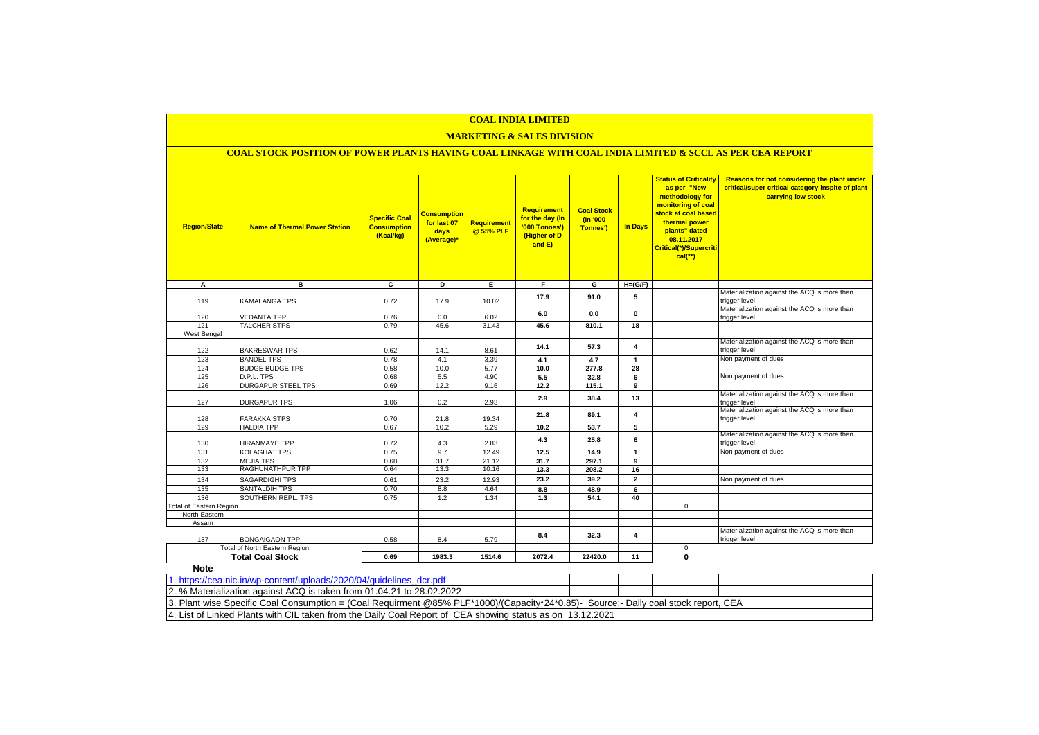# COAL INDIA LIMITED

## MARKETING & SALES DIVISION

### COAL STOCK POSITION OF POWER PLANTS HAVING COAL LINKAGE WITH COAL INDIA LIMITED & SCCL AS PER CEA REPORT

| Region/State | Name of Thermal Power Station | Specific Coal Consumption (Kcal/kg) | Consumption for last 07 days (Average)* | Requirement @ 55% PLF | Requirement for the day (In '000 Tonnes') (Higher of D and E) | Coal Stock (In '000 Tonnes') | In Days | Status of Criticality as per "New methodology for monitoring of coal stock at coal based thermal power plants" dated 08.11.2017 Critical(*)/Supercritical(**) | Reasons for not considering the plant under critical/super critical category inspite of plant carrying low stock |
|---|---|---|---|---|---|---|---|---|---|
| A | B | C | D | E | F | G | H=(G/F) | | |
| 119 | KAMALANGA TPS | 0.72 | 17.9 | 10.02 | 17.9 | 91.0 | 5 | | Materialization against the ACQ is more than trigger level |
| 120 | VEDANTA TPP | 0.76 | 0.0 | 6.02 | 6.0 | 0.0 | 0 | | Materialization against the ACQ is more than trigger level |
| 121 | TALCHER STPS | 0.79 | 45.6 | 31.43 | 45.6 | 810.1 | 18 | | |
| West Bengal | | | | | | | | | |
| 122 | BAKRESWAR TPS | 0.62 | 14.1 | 8.61 | 14.1 | 57.3 | 4 | | Materialization against the ACQ is more than trigger level |
| 123 | BANDEL TPS | 0.78 | 4.1 | 3.39 | 4.1 | 4.7 | 1 | | Non payment of dues |
| 124 | BUDGE BUDGE TPS | 0.58 | 10.0 | 5.77 | 10.0 | 277.8 | 28 | | |
| 125 | D.P.L. TPS | 0.68 | 5.5 | 4.90 | 5.5 | 32.8 | 6 | | Non payment of dues |
| 126 | DURGAPUR STEEL TPS | 0.69 | 12.2 | 9.16 | 12.2 | 115.1 | 9 | | |
| 127 | DURGAPUR TPS | 1.06 | 0.2 | 2.93 | 2.9 | 38.4 | 13 | | Materialization against the ACQ is more than trigger level |
| 128 | FARAKKA STPS | 0.70 | 21.8 | 19.34 | 21.8 | 89.1 | 4 | | Materialization against the ACQ is more than trigger level |
| 129 | HALDIA TPP | 0.67 | 10.2 | 5.29 | 10.2 | 53.7 | 5 | | |
| 130 | HIRANMAYE TPP | 0.72 | 4.3 | 2.83 | 4.3 | 25.8 | 6 | | Materialization against the ACQ is more than trigger level |
| 131 | KOLAGHAT TPS | 0.75 | 9.7 | 12.49 | 12.5 | 14.9 | 1 | | Non payment of dues |
| 132 | MEJIA TPS | 0.68 | 31.7 | 21.12 | 31.7 | 297.1 | 9 | | |
| 133 | RAGHUNATHPUR TPP | 0.64 | 13.3 | 10.16 | 13.3 | 208.2 | 16 | | |
| 134 | SAGARDIGHI TPS | 0.61 | 23.2 | 12.93 | 23.2 | 39.2 | 2 | | Non payment of dues |
| 135 | SANTALDIH TPS | 0.70 | 8.8 | 4.64 | 8.8 | 48.9 | 6 | | |
| 136 | SOUTHERN REPL. TPS | 0.75 | 1.2 | 1.34 | 1.3 | 54.1 | 40 | | |
| Total of Eastern Region | | | | | | | | 0 | |
| North Eastern | | | | | | | | | |
| Assam | | | | | | | | | |
| 137 | BONGAIGAON TPP | 0.58 | 8.4 | 5.79 | 8.4 | 32.3 | 4 | | Materialization against the ACQ is more than trigger level |
| Total of North Eastern Region | | | | | | | | 0 | |
| Total Coal Stock | | 0.69 | 1983.3 | 1514.6 | 2072.4 | 22420.0 | 11 | 0 | |

**Note**

1. https://cea.nic.in/wp-content/uploads/2020/04/guidelines_dcr.pdf
2. % Materialization against ACQ is taken from 01.04.21 to 28.02.2022
3. Plant wise Specific Coal Consumption = (Coal Requirment @85% PLF*1000)/(Capacity*24*0.85)- Source:- Daily coal stock report, CEA
4. List of Linked Plants with CIL taken from the Daily Coal Report of CEA showing status as on 13.12.2021